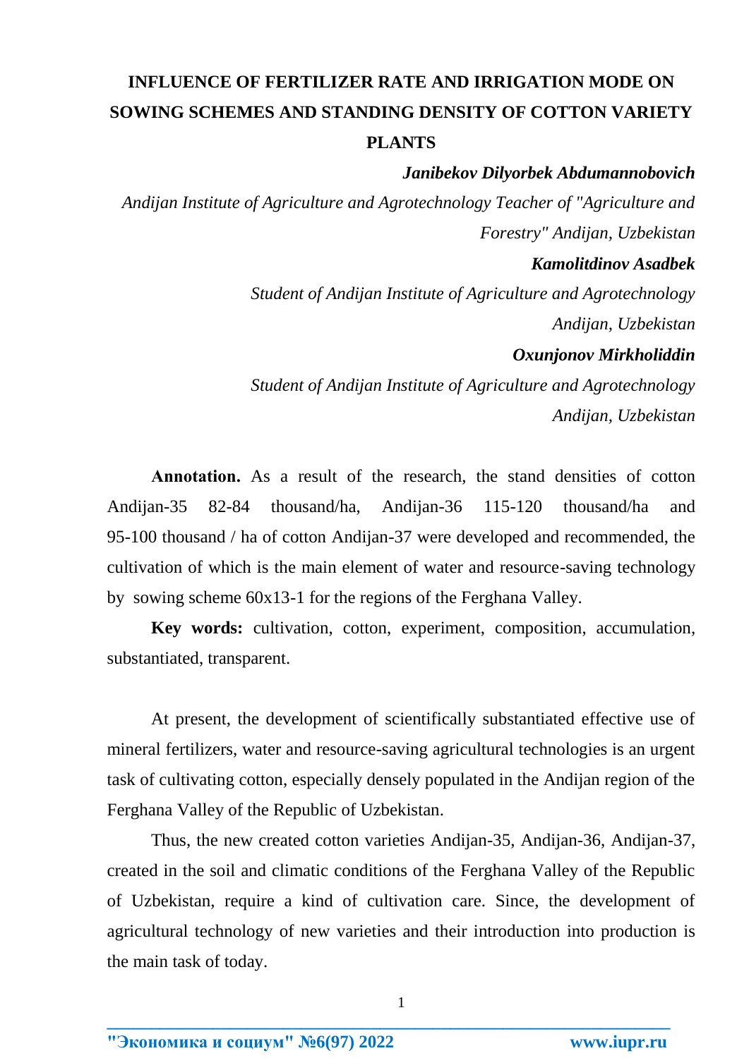# INFLUENCE OF FERTILIZER RATE AND IRRIGATION MODE ON SOWING SCHEMES AND STANDING DENSITY OF COTTON VARIETY PLANTS

***Janibekov Dilyorbek Abdumannobovich***

*Andijan Institute of Agriculture and Agrotechnology Teacher of "Agriculture and Forestry" Andijan, Uzbekistan*

***Kamolitdinov Asadbek***

*Student of Andijan Institute of Agriculture and Agrotechnology Andijan, Uzbekistan*

***Oxunjonov Mirkholiddin***

*Student of Andijan Institute of Agriculture and Agrotechnology Andijan, Uzbekistan*

**Annotation.** As a result of the research, the stand densities of cotton Andijan-35 82-84 thousand/ha, Andijan-36 115-120 thousand/ha and 95-100 thousand / ha of cotton Andijan-37 were developed and recommended, the cultivation of which is the main element of water and resource-saving technology by sowing scheme 60x13-1 for the regions of the Ferghana Valley.

**Key words:** cultivation, cotton, experiment, composition, accumulation, substantiated, transparent.

At present, the development of scientifically substantiated effective use of mineral fertilizers, water and resource-saving agricultural technologies is an urgent task of cultivating cotton, especially densely populated in the Andijan region of the Ferghana Valley of the Republic of Uzbekistan.

Thus, the new created cotton varieties Andijan-35, Andijan-36, Andijan-37, created in the soil and climatic conditions of the Ferghana Valley of the Republic of Uzbekistan, require a kind of cultivation care. Since, the development of agricultural technology of new varieties and their introduction into production is the main task of today.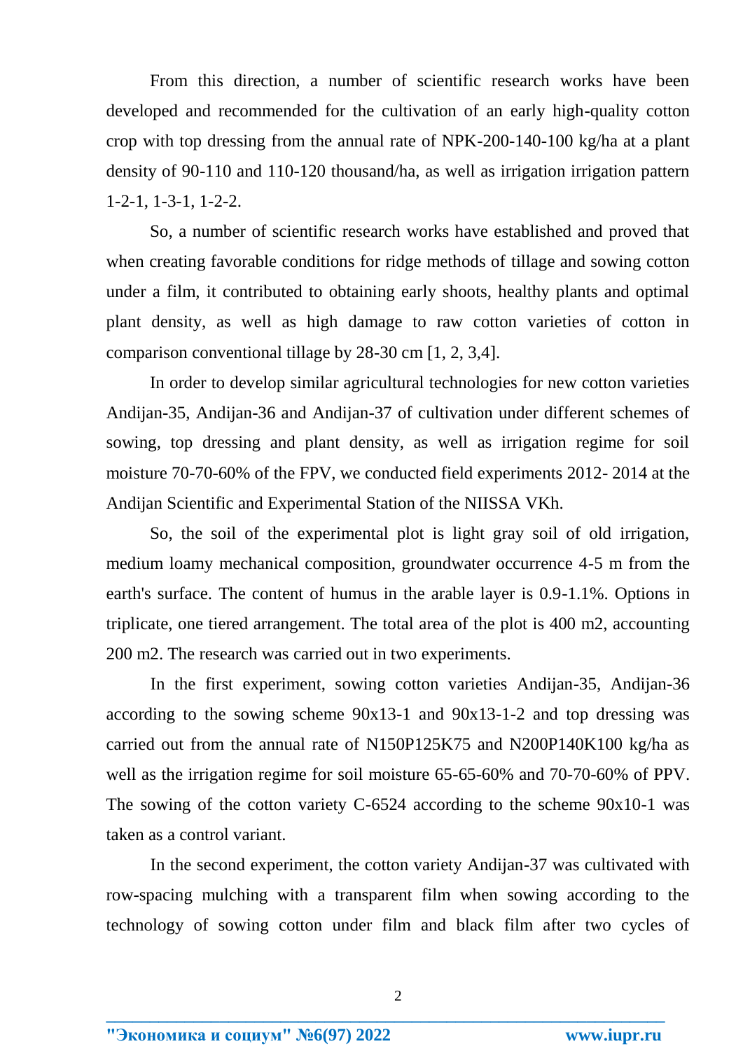From this direction, a number of scientific research works have been developed and recommended for the cultivation of an early high-quality cotton crop with top dressing from the annual rate of NPK-200-140-100 kg/ha at a plant density of 90-110 and 110-120 thousand/ha, as well as irrigation irrigation pattern 1-2-1, 1-3-1, 1-2-2.

So, a number of scientific research works have established and proved that when creating favorable conditions for ridge methods of tillage and sowing cotton under a film, it contributed to obtaining early shoots, healthy plants and optimal plant density, as well as high damage to raw cotton varieties of cotton in comparison conventional tillage by 28-30 cm [1, 2, 3,4].

In order to develop similar agricultural technologies for new cotton varieties Andijan-35, Andijan-36 and Andijan-37 of cultivation under different schemes of sowing, top dressing and plant density, as well as irrigation regime for soil moisture 70-70-60% of the FPV, we conducted field experiments 2012- 2014 at the Andijan Scientific and Experimental Station of the NIISSA VKh.

So, the soil of the experimental plot is light gray soil of old irrigation, medium loamy mechanical composition, groundwater occurrence 4-5 m from the earth's surface. The content of humus in the arable layer is 0.9-1.1%. Options in triplicate, one tiered arrangement. The total area of the plot is 400 m2, accounting 200 m2. The research was carried out in two experiments.

In the first experiment, sowing cotton varieties Andijan-35, Andijan-36 according to the sowing scheme 90x13-1 and 90x13-1-2 and top dressing was carried out from the annual rate of N150P125K75 and N200P140K100 kg/ha as well as the irrigation regime for soil moisture 65-65-60% and 70-70-60% of PPV. The sowing of the cotton variety C-6524 according to the scheme 90x10-1 was taken as a control variant.

In the second experiment, the cotton variety Andijan-37 was cultivated with row-spacing mulching with a transparent film when sowing according to the technology of sowing cotton under film and black film after two cycles of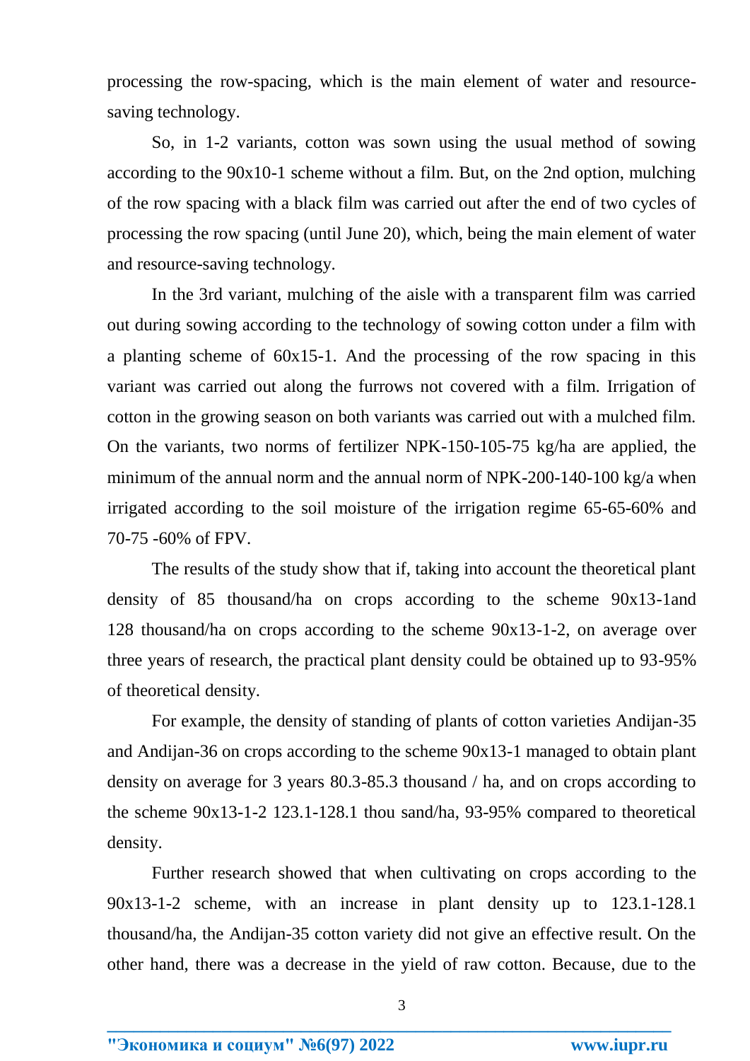processing the row-spacing, which is the main element of water and resource-saving technology.

So, in 1-2 variants, cotton was sown using the usual method of sowing according to the 90x10-1 scheme without a film. But, on the 2nd option, mulching of the row spacing with a black film was carried out after the end of two cycles of processing the row spacing (until June 20), which, being the main element of water and resource-saving technology.

In the 3rd variant, mulching of the aisle with a transparent film was carried out during sowing according to the technology of sowing cotton under a film with a planting scheme of 60x15-1. And the processing of the row spacing in this variant was carried out along the furrows not covered with a film. Irrigation of cotton in the growing season on both variants was carried out with a mulched film. On the variants, two norms of fertilizer NPK-150-105-75 kg/ha are applied, the minimum of the annual norm and the annual norm of NPK-200-140-100 kg/a when irrigated according to the soil moisture of the irrigation regime 65-65-60% and 70-75 -60% of FPV.

The results of the study show that if, taking into account the theoretical plant density of 85 thousand/ha on crops according to the scheme 90x13-1and 128 thousand/ha on crops according to the scheme 90x13-1-2, on average over three years of research, the practical plant density could be obtained up to 93-95% of theoretical density.

For example, the density of standing of plants of cotton varieties Andijan-35 and Andijan-36 on crops according to the scheme 90x13-1 managed to obtain plant density on average for 3 years 80.3-85.3 thousand / ha, and on crops according to the scheme 90x13-1-2 123.1-128.1 thou sand/ha, 93-95% compared to theoretical density.

Further research showed that when cultivating on crops according to the 90x13-1-2 scheme, with an increase in plant density up to 123.1-128.1 thousand/ha, the Andijan-35 cotton variety did not give an effective result. On the other hand, there was a decrease in the yield of raw cotton. Because, due to the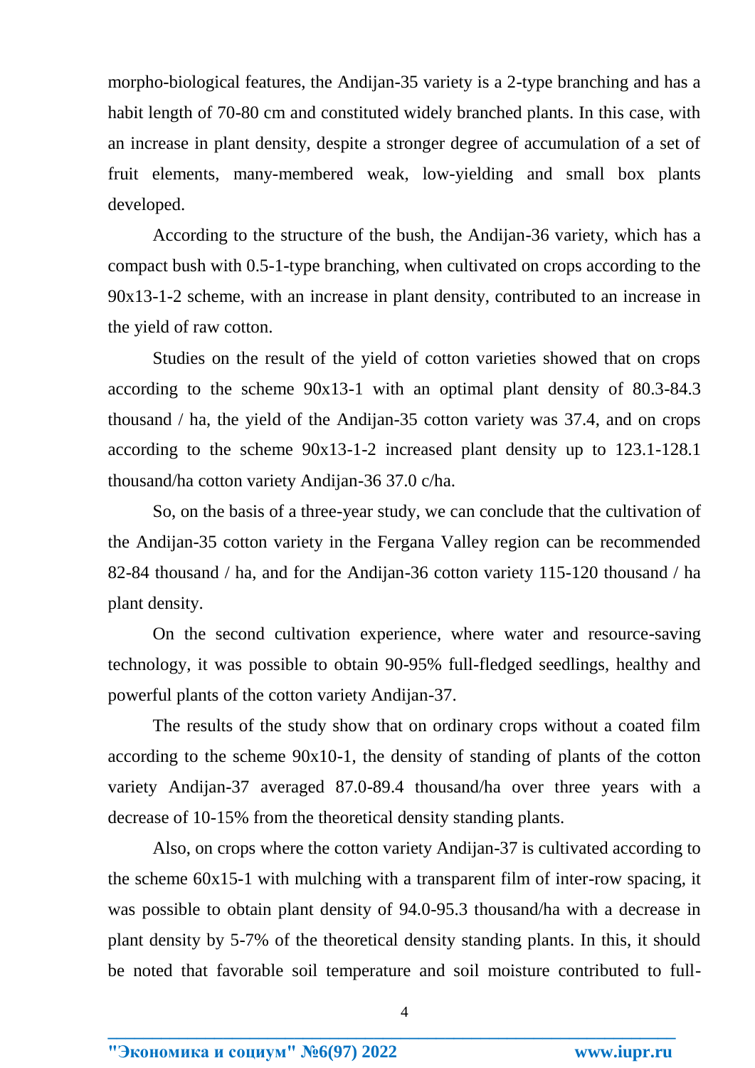morpho-biological features, the Andijan-35 variety is a 2-type branching and has a habit length of 70-80 cm and constituted widely branched plants. In this case, with an increase in plant density, despite a stronger degree of accumulation of a set of fruit elements, many-membered weak, low-yielding and small box plants developed.

According to the structure of the bush, the Andijan-36 variety, which has a compact bush with 0.5-1-type branching, when cultivated on crops according to the 90x13-1-2 scheme, with an increase in plant density, contributed to an increase in the yield of raw cotton.

Studies on the result of the yield of cotton varieties showed that on crops according to the scheme 90x13-1 with an optimal plant density of 80.3-84.3 thousand / ha, the yield of the Andijan-35 cotton variety was 37.4, and on crops according to the scheme 90x13-1-2 increased plant density up to 123.1-128.1 thousand/ha cotton variety Andijan-36 37.0 c/ha.

So, on the basis of a three-year study, we can conclude that the cultivation of the Andijan-35 cotton variety in the Fergana Valley region can be recommended 82-84 thousand / ha, and for the Andijan-36 cotton variety 115-120 thousand / ha plant density.

On the second cultivation experience, where water and resource-saving technology, it was possible to obtain 90-95% full-fledged seedlings, healthy and powerful plants of the cotton variety Andijan-37.

The results of the study show that on ordinary crops without a coated film according to the scheme 90x10-1, the density of standing of plants of the cotton variety Andijan-37 averaged 87.0-89.4 thousand/ha over three years with a decrease of 10-15% from the theoretical density standing plants.

Also, on crops where the cotton variety Andijan-37 is cultivated according to the scheme 60x15-1 with mulching with a transparent film of inter-row spacing, it was possible to obtain plant density of 94.0-95.3 thousand/ha with a decrease in plant density by 5-7% of the theoretical density standing plants. In this, it should be noted that favorable soil temperature and soil moisture contributed to full-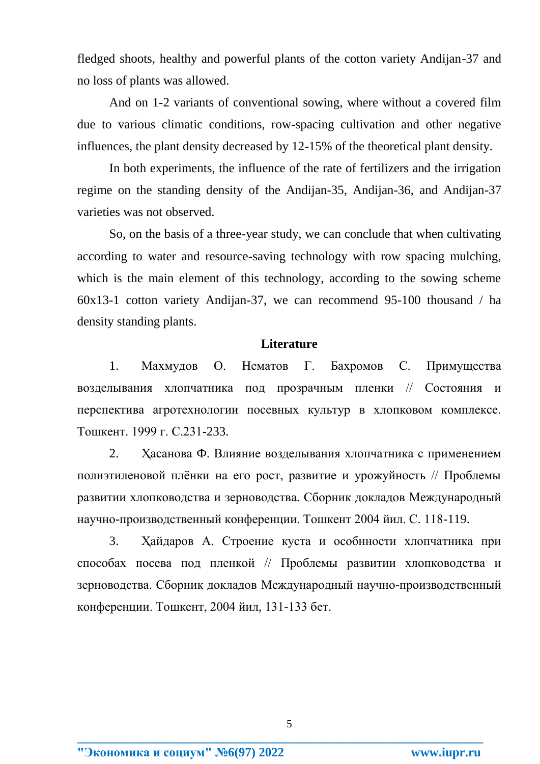fledged shoots, healthy and powerful plants of the cotton variety Andijan-37 and no loss of plants was allowed.

And on 1-2 variants of conventional sowing, where without a covered film due to various climatic conditions, row-spacing cultivation and other negative influences, the plant density decreased by 12-15% of the theoretical plant density.

In both experiments, the influence of the rate of fertilizers and the irrigation regime on the standing density of the Andijan-35, Andijan-36, and Andijan-37 varieties was not observed.

So, on the basis of a three-year study, we can conclude that when cultivating according to water and resource-saving technology with row spacing mulching, which is the main element of this technology, according to the sowing scheme 60x13-1 cotton variety Andijan-37, we can recommend 95-100 thousand / ha density standing plants.

## Literature

1. Махмудов О. Нематов Г. Бахромов С. Примущества возделывания хлопчатника под прозрачным пленки // Состояния и перспектива агротехнологии посевных культур в хлопковом комплексе. Тошкент. 1999 г. С.231-233.
2. Ҳасанова Ф. Влияние возделывания хлопчатника с применением полиэтиленовой плёнки на его рост, развитие и урожуйность // Проблемы развитии хлопководства и зерноводства. Сборник докладов Международный научно-производственный конференции. Тошкент 2004 йил. С. 118-119.
3. Ҳайдаров А. Строение куста и особнности хлопчатника при способах посева под пленкой // Проблемы развитии хлопководства и зерноводства. Сборник докладов Международный научно-производственный конференции. Тошкент, 2004 йил, 131-133 бет.